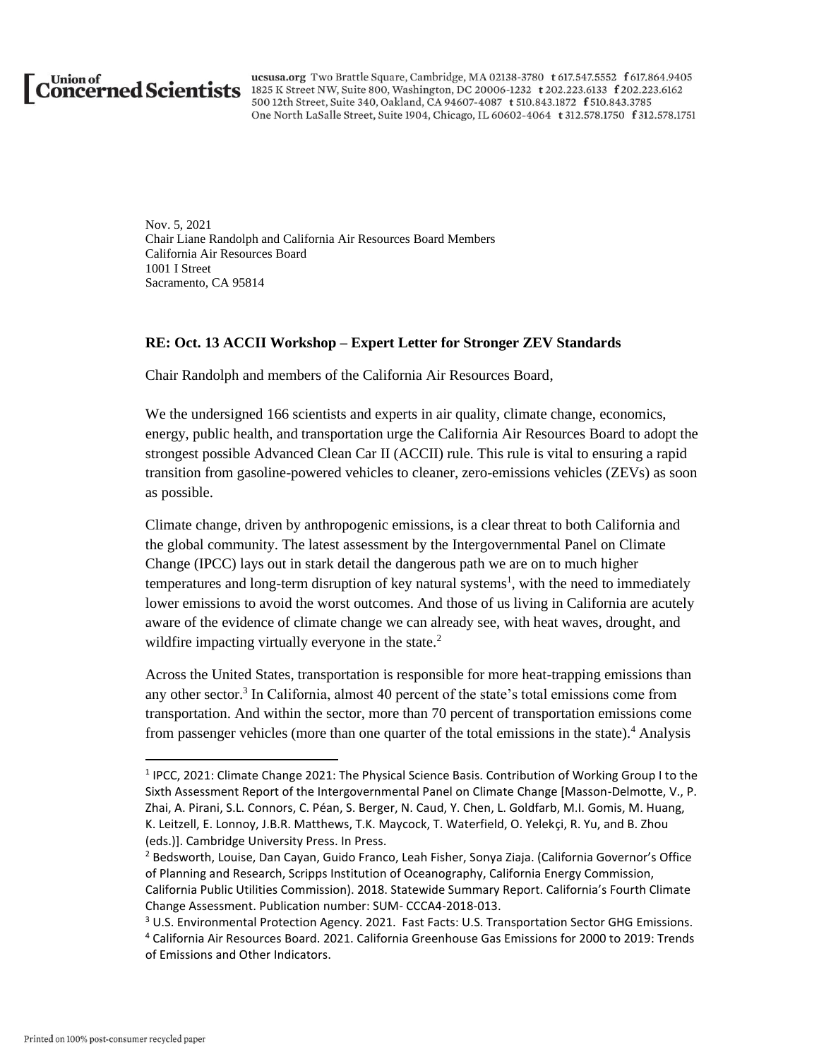**Union of Concerned Scientists**

ucsusa.org Two Brattle Square, Cambridge, MA 02138-3780 t 617.547.5552 f 617.864.9405
1825 K Street NW, Suite 800, Washington, DC 20006-1232 t 202.223.6133 f 202.223.6162
500 12th Street, Suite 340, Oakland, CA 94607-4087 t 510.843.1872 f 510.843.3785
One North LaSalle Street, Suite 1904, Chicago, IL 60602-4064 t 312.578.1750 f 312.578.1751

Nov. 5, 2021
Chair Liane Randolph and California Air Resources Board Members
California Air Resources Board
1001 I Street
Sacramento, CA 95814

**RE: Oct. 13 ACCII Workshop – Expert Letter for Stronger ZEV Standards**

Chair Randolph and members of the California Air Resources Board,

We the undersigned 166 scientists and experts in air quality, climate change, economics, energy, public health, and transportation urge the California Air Resources Board to adopt the strongest possible Advanced Clean Car II (ACCII) rule. This rule is vital to ensuring a rapid transition from gasoline-powered vehicles to cleaner, zero-emissions vehicles (ZEVs) as soon as possible.

Climate change, driven by anthropogenic emissions, is a clear threat to both California and the global community. The latest assessment by the Intergovernmental Panel on Climate Change (IPCC) lays out in stark detail the dangerous path we are on to much higher temperatures and long-term disruption of key natural systems[1], with the need to immediately lower emissions to avoid the worst outcomes. And those of us living in California are acutely aware of the evidence of climate change we can already see, with heat waves, drought, and wildfire impacting virtually everyone in the state.[2]

Across the United States, transportation is responsible for more heat-trapping emissions than any other sector.[3] In California, almost 40 percent of the state's total emissions come from transportation. And within the sector, more than 70 percent of transportation emissions come from passenger vehicles (more than one quarter of the total emissions in the state).[4] Analysis

---

[1] IPCC, 2021: Climate Change 2021: The Physical Science Basis. Contribution of Working Group I to the Sixth Assessment Report of the Intergovernmental Panel on Climate Change [Masson-Delmotte, V., P. Zhai, A. Pirani, S.L. Connors, C. Péan, S. Berger, N. Caud, Y. Chen, L. Goldfarb, M.I. Gomis, M. Huang, K. Leitzell, E. Lonnoy, J.B.R. Matthews, T.K. Maycock, T. Waterfield, O. Yelekçi, R. Yu, and B. Zhou (eds.)]. Cambridge University Press. In Press.

[2] Bedsworth, Louise, Dan Cayan, Guido Franco, Leah Fisher, Sonya Ziaja. (California Governor's Office of Planning and Research, Scripps Institution of Oceanography, California Energy Commission, California Public Utilities Commission). 2018. Statewide Summary Report. California's Fourth Climate Change Assessment. Publication number: SUM- CCCA4-2018-013.

[3] U.S. Environmental Protection Agency. 2021. Fast Facts: U.S. Transportation Sector GHG Emissions.

[4] California Air Resources Board. 2021. California Greenhouse Gas Emissions for 2000 to 2019: Trends of Emissions and Other Indicators.

Printed on 100% post-consumer recycled paper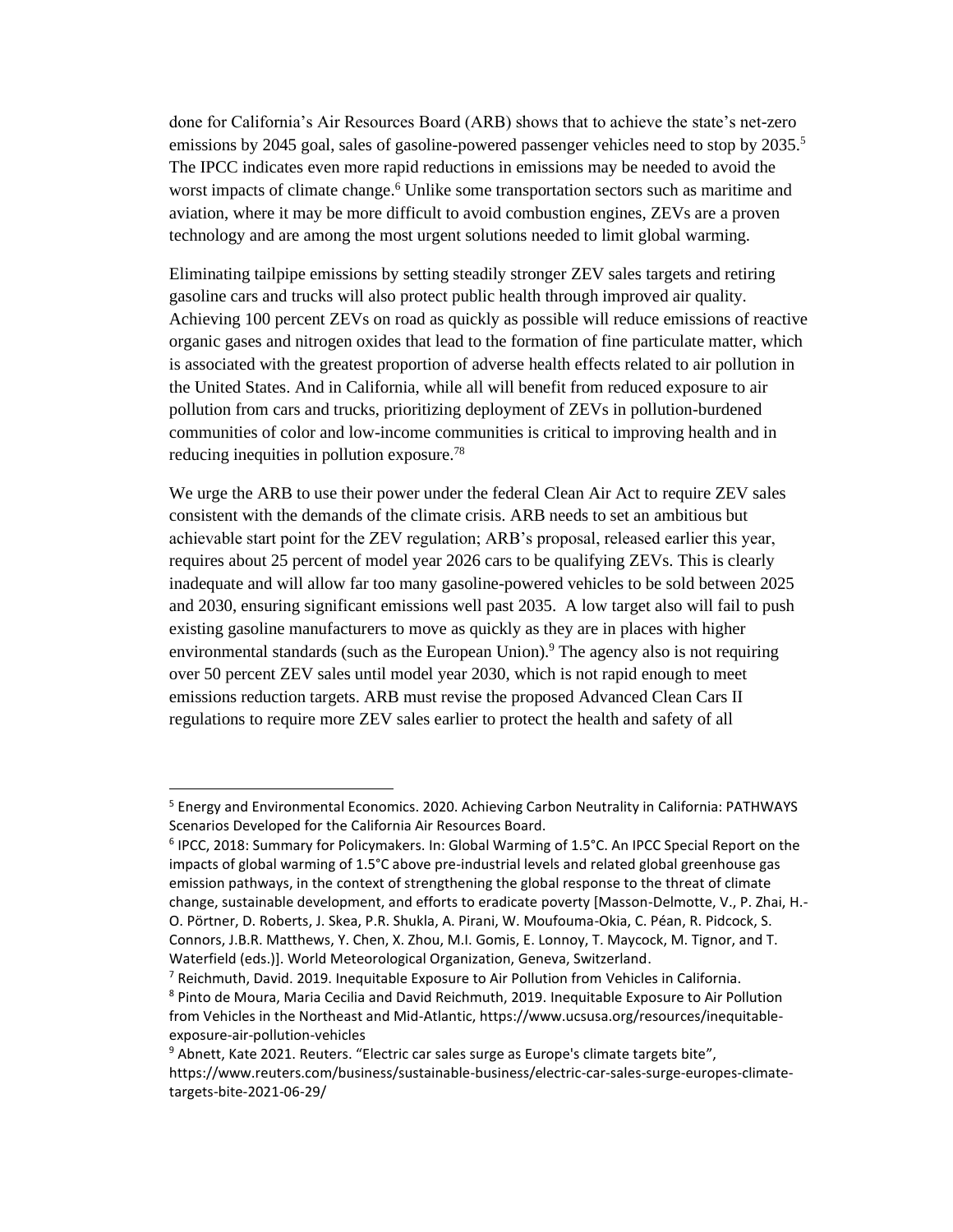done for California's Air Resources Board (ARB) shows that to achieve the state's net-zero emissions by 2045 goal, sales of gasoline-powered passenger vehicles need to stop by 2035.[5] The IPCC indicates even more rapid reductions in emissions may be needed to avoid the worst impacts of climate change.[6] Unlike some transportation sectors such as maritime and aviation, where it may be more difficult to avoid combustion engines, ZEVs are a proven technology and are among the most urgent solutions needed to limit global warming.

Eliminating tailpipe emissions by setting steadily stronger ZEV sales targets and retiring gasoline cars and trucks will also protect public health through improved air quality. Achieving 100 percent ZEVs on road as quickly as possible will reduce emissions of reactive organic gases and nitrogen oxides that lead to the formation of fine particulate matter, which is associated with the greatest proportion of adverse health effects related to air pollution in the United States. And in California, while all will benefit from reduced exposure to air pollution from cars and trucks, prioritizing deployment of ZEVs in pollution-burdened communities of color and low-income communities is critical to improving health and in reducing inequities in pollution exposure.[7,8]

We urge the ARB to use their power under the federal Clean Air Act to require ZEV sales consistent with the demands of the climate crisis. ARB needs to set an ambitious but achievable start point for the ZEV regulation; ARB's proposal, released earlier this year, requires about 25 percent of model year 2026 cars to be qualifying ZEVs. This is clearly inadequate and will allow far too many gasoline-powered vehicles to be sold between 2025 and 2030, ensuring significant emissions well past 2035. A low target also will fail to push existing gasoline manufacturers to move as quickly as they are in places with higher environmental standards (such as the European Union).[9] The agency also is not requiring over 50 percent ZEV sales until model year 2030, which is not rapid enough to meet emissions reduction targets. ARB must revise the proposed Advanced Clean Cars II regulations to require more ZEV sales earlier to protect the health and safety of all

---

[5] Energy and Environmental Economics. 2020. Achieving Carbon Neutrality in California: PATHWAYS Scenarios Developed for the California Air Resources Board.

[6] IPCC, 2018: Summary for Policymakers. In: Global Warming of 1.5°C. An IPCC Special Report on the impacts of global warming of 1.5°C above pre-industrial levels and related global greenhouse gas emission pathways, in the context of strengthening the global response to the threat of climate change, sustainable development, and efforts to eradicate poverty [Masson-Delmotte, V., P. Zhai, H.-O. Pörtner, D. Roberts, J. Skea, P.R. Shukla, A. Pirani, W. Moufouma-Okia, C. Péan, R. Pidcock, S. Connors, J.B.R. Matthews, Y. Chen, X. Zhou, M.I. Gomis, E. Lonnoy, T. Maycock, M. Tignor, and T. Waterfield (eds.)]. World Meteorological Organization, Geneva, Switzerland.

[7] Reichmuth, David. 2019. Inequitable Exposure to Air Pollution from Vehicles in California.

[8] Pinto de Moura, Maria Cecilia and David Reichmuth, 2019. Inequitable Exposure to Air Pollution from Vehicles in the Northeast and Mid-Atlantic, https://www.ucsusa.org/resources/inequitable-exposure-air-pollution-vehicles

[9] Abnett, Kate 2021. Reuters. "Electric car sales surge as Europe's climate targets bite", https://www.reuters.com/business/sustainable-business/electric-car-sales-surge-europes-climate-targets-bite-2021-06-29/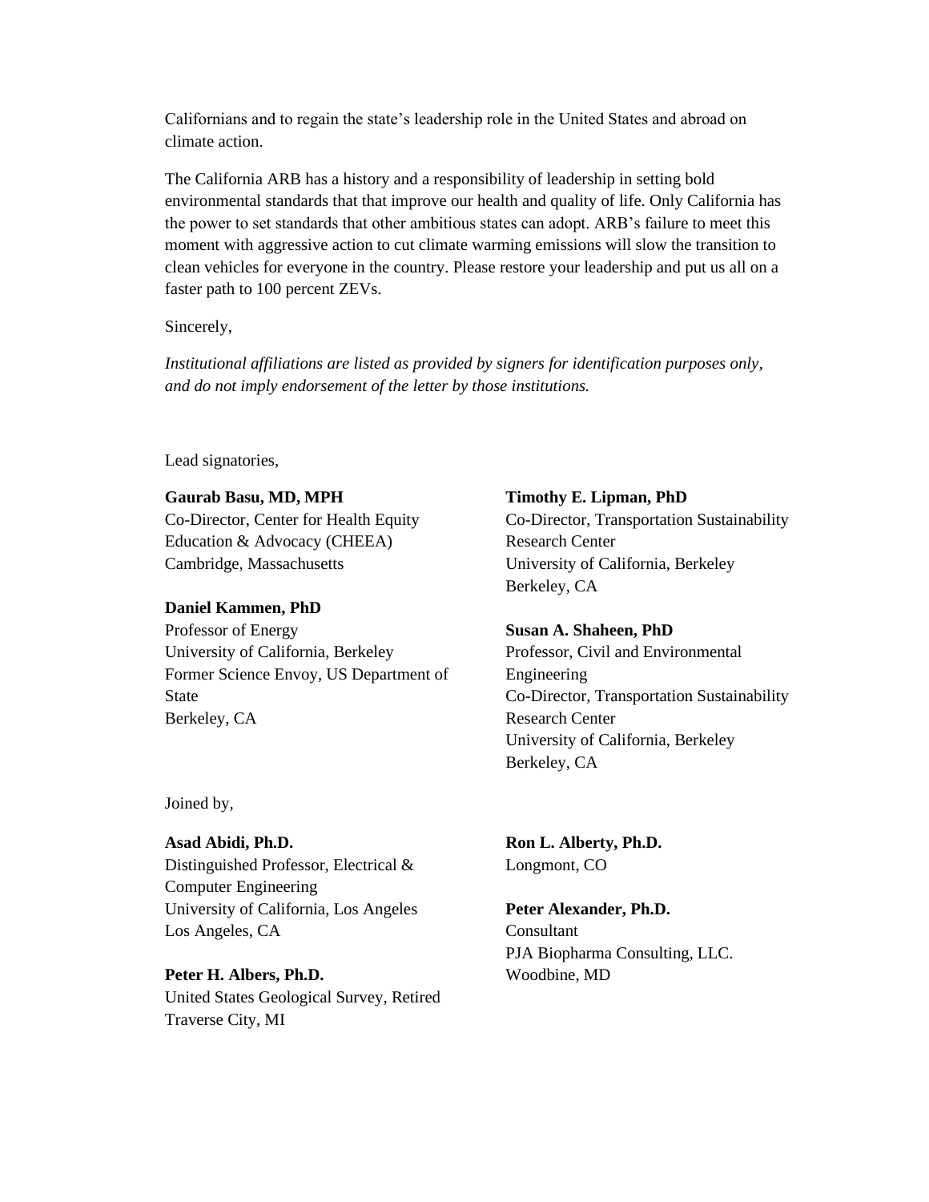Californians and to regain the state's leadership role in the United States and abroad on climate action.

The California ARB has a history and a responsibility of leadership in setting bold environmental standards that that improve our health and quality of life. Only California has the power to set standards that other ambitious states can adopt. ARB's failure to meet this moment with aggressive action to cut climate warming emissions will slow the transition to clean vehicles for everyone in the country. Please restore your leadership and put us all on a faster path to 100 percent ZEVs.

Sincerely,

*Institutional affiliations are listed as provided by signers for identification purposes only, and do not imply endorsement of the letter by those institutions.*

Lead signatories,

**Gaurab Basu, MD, MPH**
Co-Director, Center for Health Equity Education & Advocacy (CHEEA)
Cambridge, Massachusetts

**Daniel Kammen, PhD**
Professor of Energy
University of California, Berkeley
Former Science Envoy, US Department of State
Berkeley, CA

**Timothy E. Lipman, PhD**
Co-Director, Transportation Sustainability Research Center
University of California, Berkeley
Berkeley, CA

**Susan A. Shaheen, PhD**
Professor, Civil and Environmental Engineering
Co-Director, Transportation Sustainability Research Center
University of California, Berkeley
Berkeley, CA

Joined by,

**Asad Abidi, Ph.D.**
Distinguished Professor, Electrical & Computer Engineering
University of California, Los Angeles
Los Angeles, CA

**Peter H. Albers, Ph.D.**
United States Geological Survey, Retired
Traverse City, MI

**Ron L. Alberty, Ph.D.**
Longmont, CO

**Peter Alexander, Ph.D.**
Consultant
PJA Biopharma Consulting, LLC.
Woodbine, MD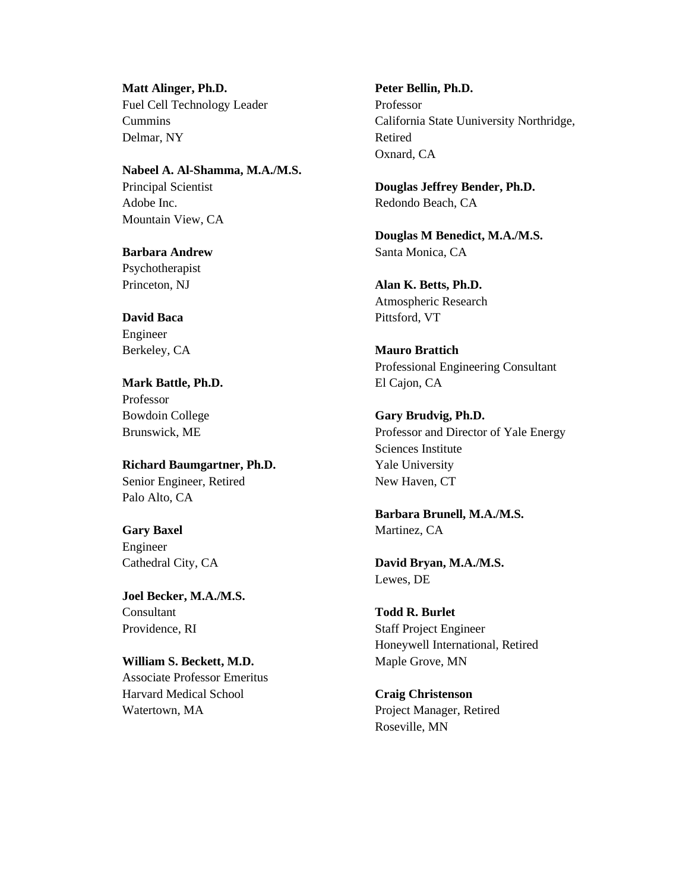**Matt Alinger, Ph.D.**
Fuel Cell Technology Leader
Cummins
Delmar, NY

**Nabeel A. Al-Shamma, M.A./M.S.**
Principal Scientist
Adobe Inc.
Mountain View, CA

**Barbara Andrew**
Psychotherapist
Princeton, NJ

**David Baca**
Engineer
Berkeley, CA

**Mark Battle, Ph.D.**
Professor
Bowdoin College
Brunswick, ME

**Richard Baumgartner, Ph.D.**
Senior Engineer, Retired
Palo Alto, CA

**Gary Baxel**
Engineer
Cathedral City, CA

**Joel Becker, M.A./M.S.**
Consultant
Providence, RI

**William S. Beckett, M.D.**
Associate Professor Emeritus
Harvard Medical School
Watertown, MA

**Peter Bellin, Ph.D.**
Professor
California State Uuniversity Northridge, Retired
Oxnard, CA

**Douglas Jeffrey Bender, Ph.D.**
Redondo Beach, CA

**Douglas M Benedict, M.A./M.S.**
Santa Monica, CA

**Alan K. Betts, Ph.D.**
Atmospheric Research
Pittsford, VT

**Mauro Brattich**
Professional Engineering Consultant
El Cajon, CA

**Gary Brudvig, Ph.D.**
Professor and Director of Yale Energy Sciences Institute
Yale University
New Haven, CT

**Barbara Brunell, M.A./M.S.**
Martinez, CA

**David Bryan, M.A./M.S.**
Lewes, DE

**Todd R. Burlet**
Staff Project Engineer
Honeywell International, Retired
Maple Grove, MN

**Craig Christenson**
Project Manager, Retired
Roseville, MN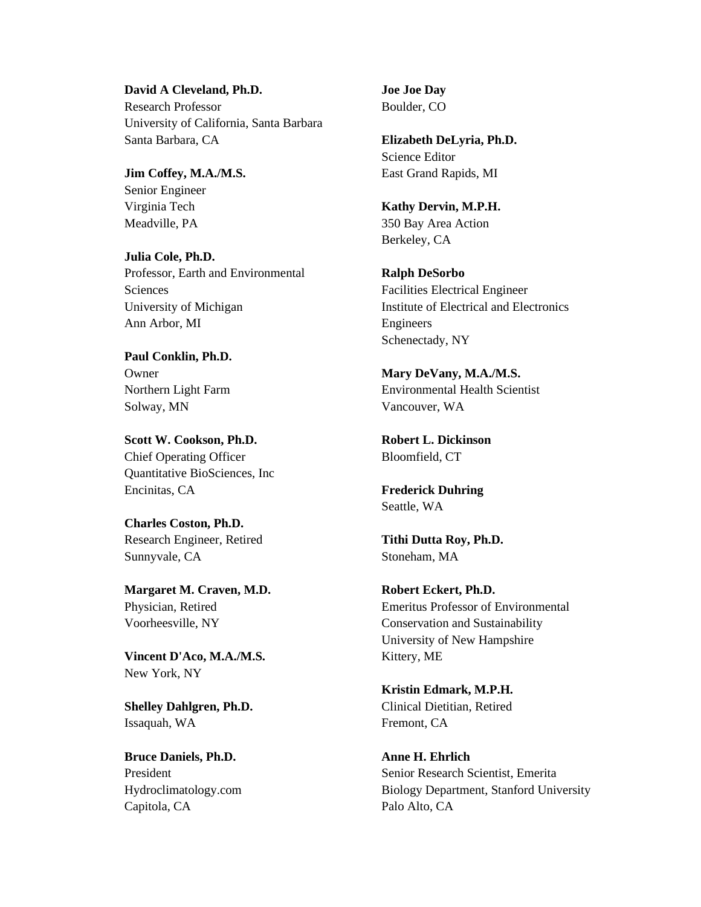**David A Cleveland, Ph.D.**
Research Professor
University of California, Santa Barbara
Santa Barbara, CA

**Jim Coffey, M.A./M.S.**
Senior Engineer
Virginia Tech
Meadville, PA

**Julia Cole, Ph.D.**
Professor, Earth and Environmental Sciences
University of Michigan
Ann Arbor, MI

**Paul Conklin, Ph.D.**
Owner
Northern Light Farm
Solway, MN

**Scott W. Cookson, Ph.D.**
Chief Operating Officer
Quantitative BioSciences, Inc
Encinitas, CA

**Charles Coston, Ph.D.**
Research Engineer, Retired
Sunnyvale, CA

**Margaret M. Craven, M.D.**
Physician, Retired
Voorheesville, NY

**Vincent D'Aco, M.A./M.S.**
New York, NY

**Shelley Dahlgren, Ph.D.**
Issaquah, WA

**Bruce Daniels, Ph.D.**
President
Hydroclimatology.com
Capitola, CA

**Joe Joe Day**
Boulder, CO

**Elizabeth DeLyria, Ph.D.**
Science Editor
East Grand Rapids, MI

**Kathy Dervin, M.P.H.**
350 Bay Area Action
Berkeley, CA

**Ralph DeSorbo**
Facilities Electrical Engineer
Institute of Electrical and Electronics Engineers
Schenectady, NY

**Mary DeVany, M.A./M.S.**
Environmental Health Scientist
Vancouver, WA

**Robert L. Dickinson**
Bloomfield, CT

**Frederick Duhring**
Seattle, WA

**Tithi Dutta Roy, Ph.D.**
Stoneham, MA

**Robert Eckert, Ph.D.**
Emeritus Professor of Environmental Conservation and Sustainability
University of New Hampshire
Kittery, ME

**Kristin Edmark, M.P.H.**
Clinical Dietitian, Retired
Fremont, CA

**Anne H. Ehrlich**
Senior Research Scientist, Emerita
Biology Department, Stanford University
Palo Alto, CA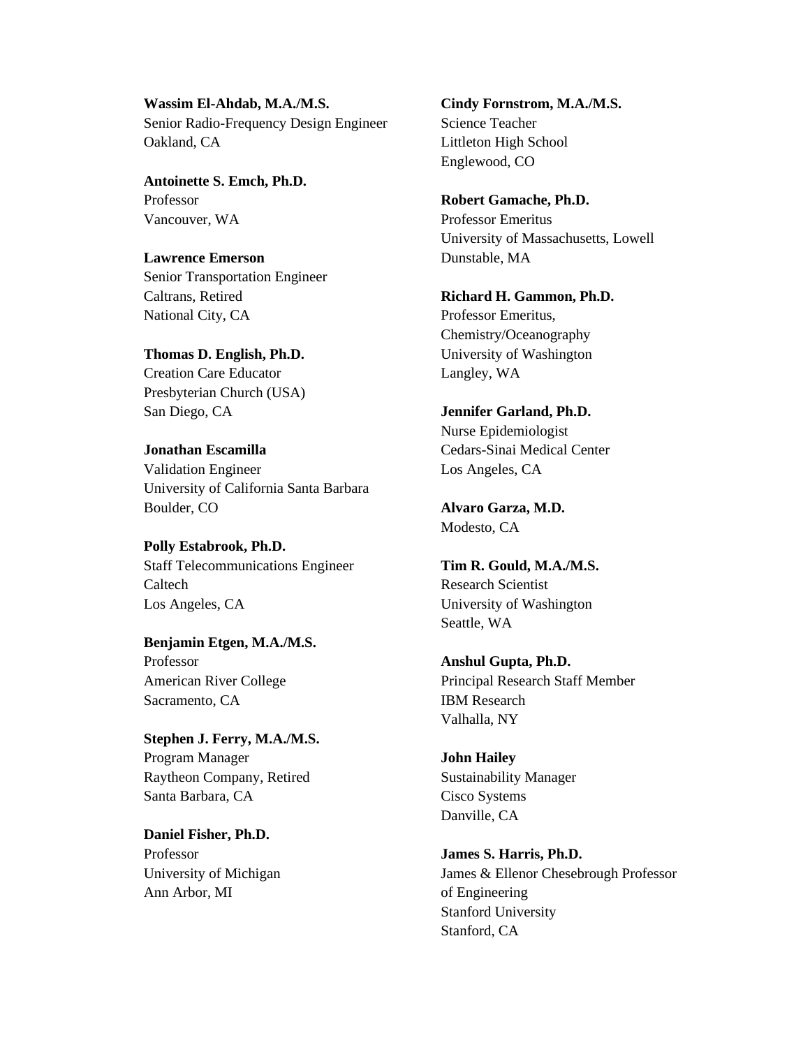**Wassim El-Ahdab, M.A./M.S.**
Senior Radio-Frequency Design Engineer
Oakland, CA

**Antoinette S. Emch, Ph.D.**
Professor
Vancouver, WA

**Lawrence Emerson**
Senior Transportation Engineer
Caltrans, Retired
National City, CA

**Thomas D. English, Ph.D.**
Creation Care Educator
Presbyterian Church (USA)
San Diego, CA

**Jonathan Escamilla**
Validation Engineer
University of California Santa Barbara
Boulder, CO

**Polly Estabrook, Ph.D.**
Staff Telecommunications Engineer
Caltech
Los Angeles, CA

**Benjamin Etgen, M.A./M.S.**
Professor
American River College
Sacramento, CA

**Stephen J. Ferry, M.A./M.S.**
Program Manager
Raytheon Company, Retired
Santa Barbara, CA

**Daniel Fisher, Ph.D.**
Professor
University of Michigan
Ann Arbor, MI

**Cindy Fornstrom, M.A./M.S.**
Science Teacher
Littleton High School
Englewood, CO

**Robert Gamache, Ph.D.**
Professor Emeritus
University of Massachusetts, Lowell
Dunstable, MA

**Richard H. Gammon, Ph.D.**
Professor Emeritus,
Chemistry/Oceanography
University of Washington
Langley, WA

**Jennifer Garland, Ph.D.**
Nurse Epidemiologist
Cedars-Sinai Medical Center
Los Angeles, CA

**Alvaro Garza, M.D.**
Modesto, CA

**Tim R. Gould, M.A./M.S.**
Research Scientist
University of Washington
Seattle, WA

**Anshul Gupta, Ph.D.**
Principal Research Staff Member
IBM Research
Valhalla, NY

**John Hailey**
Sustainability Manager
Cisco Systems
Danville, CA

**James S. Harris, Ph.D.**
James & Ellenor Chesebrough Professor of Engineering
Stanford University
Stanford, CA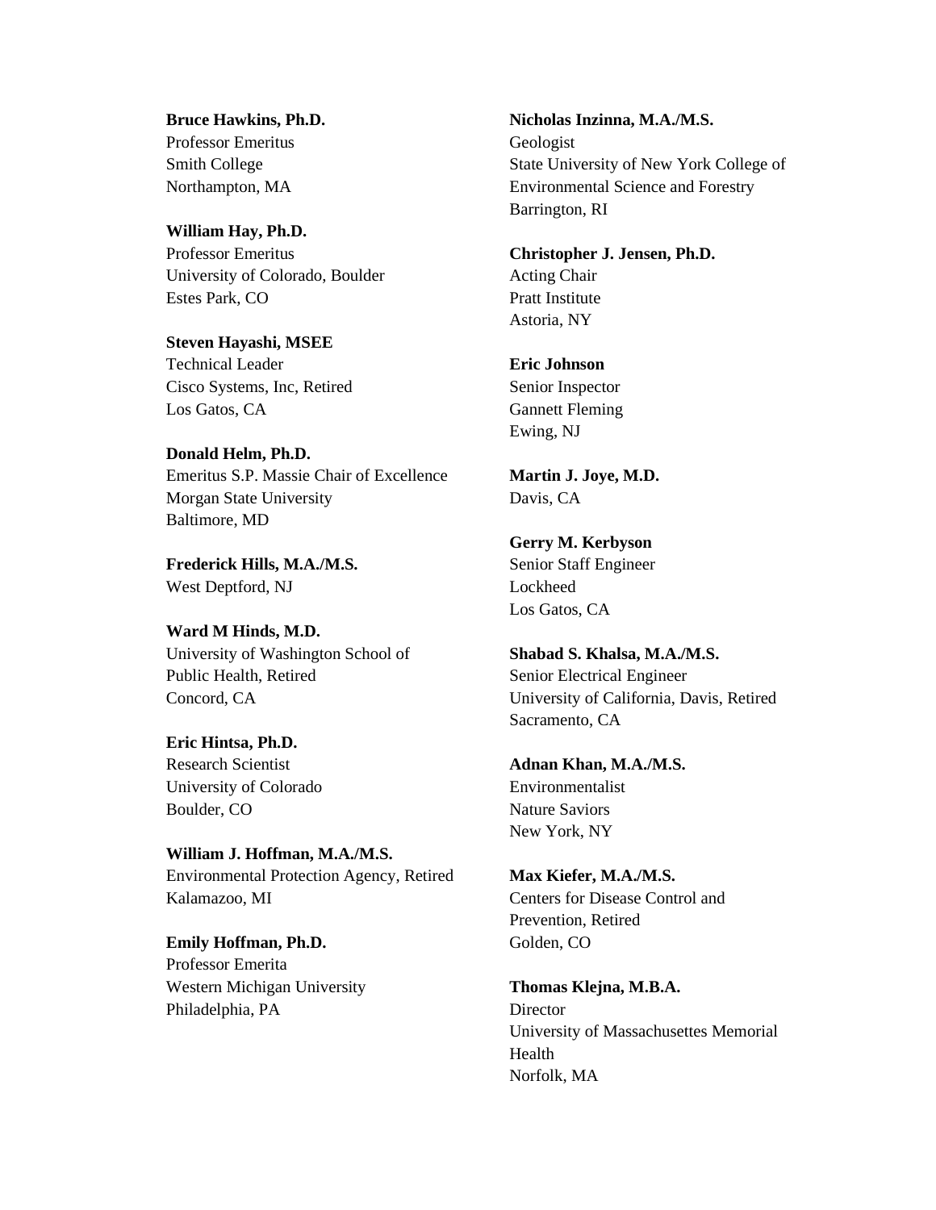**Bruce Hawkins, Ph.D.**
Professor Emeritus
Smith College
Northampton, MA

**William Hay, Ph.D.**
Professor Emeritus
University of Colorado, Boulder
Estes Park, CO

**Steven Hayashi, MSEE**
Technical Leader
Cisco Systems, Inc, Retired
Los Gatos, CA

**Donald Helm, Ph.D.**
Emeritus S.P. Massie Chair of Excellence
Morgan State University
Baltimore, MD

**Frederick Hills, M.A./M.S.**
West Deptford, NJ

**Ward M Hinds, M.D.**
University of Washington School of Public Health, Retired
Concord, CA

**Eric Hintsa, Ph.D.**
Research Scientist
University of Colorado
Boulder, CO

**William J. Hoffman, M.A./M.S.**
Environmental Protection Agency, Retired
Kalamazoo, MI

**Emily Hoffman, Ph.D.**
Professor Emerita
Western Michigan University
Philadelphia, PA

**Nicholas Inzinna, M.A./M.S.**
Geologist
State University of New York College of Environmental Science and Forestry
Barrington, RI

**Christopher J. Jensen, Ph.D.**
Acting Chair
Pratt Institute
Astoria, NY

**Eric Johnson**
Senior Inspector
Gannett Fleming
Ewing, NJ

**Martin J. Joye, M.D.**
Davis, CA

**Gerry M. Kerbyson**
Senior Staff Engineer
Lockheed
Los Gatos, CA

**Shabad S. Khalsa, M.A./M.S.**
Senior Electrical Engineer
University of California, Davis, Retired
Sacramento, CA

**Adnan Khan, M.A./M.S.**
Environmentalist
Nature Saviors
New York, NY

**Max Kiefer, M.A./M.S.**
Centers for Disease Control and Prevention, Retired
Golden, CO

**Thomas Klejna, M.B.A.**
Director
University of Massachusettes Memorial Health
Norfolk, MA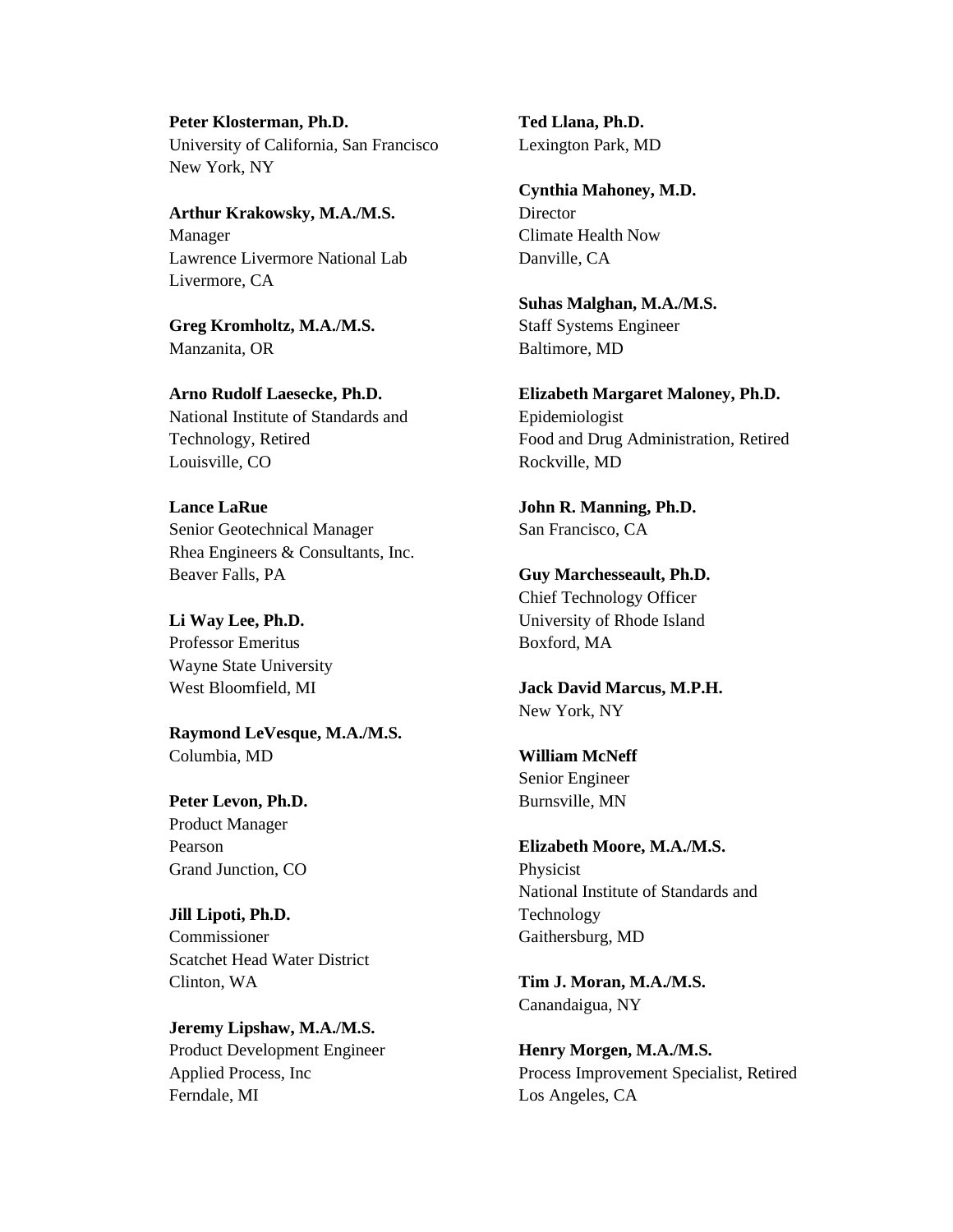**Peter Klosterman, Ph.D.**
University of California, San Francisco
New York, NY

**Arthur Krakowsky, M.A./M.S.**
Manager
Lawrence Livermore National Lab
Livermore, CA

**Greg Kromholtz, M.A./M.S.**
Manzanita, OR

**Arno Rudolf Laesecke, Ph.D.**
National Institute of Standards and Technology, Retired
Louisville, CO

**Lance LaRue**
Senior Geotechnical Manager
Rhea Engineers & Consultants, Inc.
Beaver Falls, PA

**Li Way Lee, Ph.D.**
Professor Emeritus
Wayne State University
West Bloomfield, MI

**Raymond LeVesque, M.A./M.S.**
Columbia, MD

**Peter Levon, Ph.D.**
Product Manager
Pearson
Grand Junction, CO

**Jill Lipoti, Ph.D.**
Commissioner
Scatchet Head Water District
Clinton, WA

**Jeremy Lipshaw, M.A./M.S.**
Product Development Engineer
Applied Process, Inc
Ferndale, MI

**Ted Llana, Ph.D.**
Lexington Park, MD

**Cynthia Mahoney, M.D.**
Director
Climate Health Now
Danville, CA

**Suhas Malghan, M.A./M.S.**
Staff Systems Engineer
Baltimore, MD

**Elizabeth Margaret Maloney, Ph.D.**
Epidemiologist
Food and Drug Administration, Retired
Rockville, MD

**John R. Manning, Ph.D.**
San Francisco, CA

**Guy Marchesseault, Ph.D.**
Chief Technology Officer
University of Rhode Island
Boxford, MA

**Jack David Marcus, M.P.H.**
New York, NY

**William McNeff**
Senior Engineer
Burnsville, MN

**Elizabeth Moore, M.A./M.S.**
Physicist
National Institute of Standards and Technology
Gaithersburg, MD

**Tim J. Moran, M.A./M.S.**
Canandaigua, NY

**Henry Morgen, M.A./M.S.**
Process Improvement Specialist, Retired
Los Angeles, CA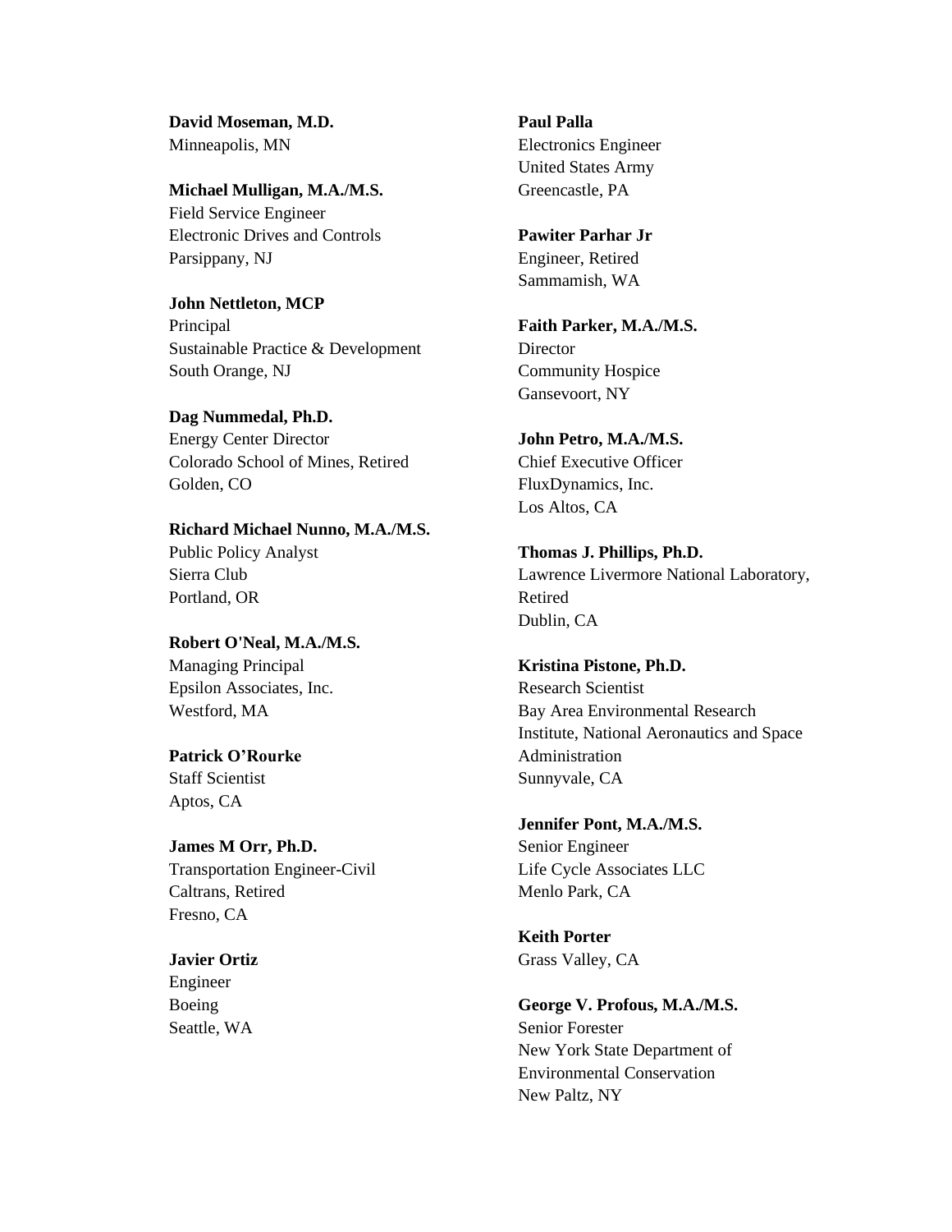**David Moseman, M.D.**
Minneapolis, MN

**Michael Mulligan, M.A./M.S.**
Field Service Engineer
Electronic Drives and Controls
Parsippany, NJ

**John Nettleton, MCP**
Principal
Sustainable Practice & Development
South Orange, NJ

**Dag Nummedal, Ph.D.**
Energy Center Director
Colorado School of Mines, Retired
Golden, CO

**Richard Michael Nunno, M.A./M.S.**
Public Policy Analyst
Sierra Club
Portland, OR

**Robert O'Neal, M.A./M.S.**
Managing Principal
Epsilon Associates, Inc.
Westford, MA

**Patrick O'Rourke**
Staff Scientist
Aptos, CA

**James M Orr, Ph.D.**
Transportation Engineer-Civil
Caltrans, Retired
Fresno, CA

**Javier Ortiz**
Engineer
Boeing
Seattle, WA

**Paul Palla**
Electronics Engineer
United States Army
Greencastle, PA

**Pawiter Parhar Jr**
Engineer, Retired
Sammamish, WA

**Faith Parker, M.A./M.S.**
Director
Community Hospice
Gansevoort, NY

**John Petro, M.A./M.S.**
Chief Executive Officer
FluxDynamics, Inc.
Los Altos, CA

**Thomas J. Phillips, Ph.D.**
Lawrence Livermore National Laboratory, Retired
Dublin, CA

**Kristina Pistone, Ph.D.**
Research Scientist
Bay Area Environmental Research Institute, National Aeronautics and Space Administration
Sunnyvale, CA

**Jennifer Pont, M.A./M.S.**
Senior Engineer
Life Cycle Associates LLC
Menlo Park, CA

**Keith Porter**
Grass Valley, CA

**George V. Profous, M.A./M.S.**
Senior Forester
New York State Department of Environmental Conservation
New Paltz, NY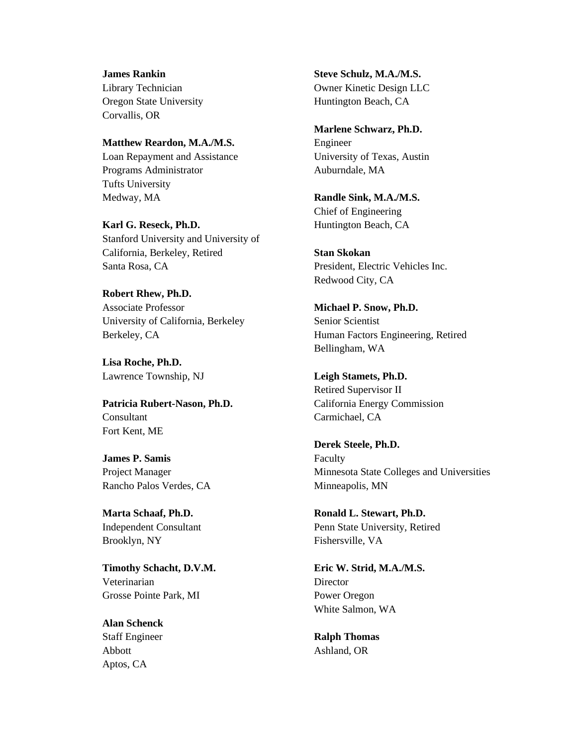**James Rankin**
Library Technician
Oregon State University
Corvallis, OR

**Matthew Reardon, M.A./M.S.**
Loan Repayment and Assistance Programs Administrator
Tufts University
Medway, MA

**Karl G. Reseck, Ph.D.**
Stanford University and University of California, Berkeley, Retired
Santa Rosa, CA

**Robert Rhew, Ph.D.**
Associate Professor
University of California, Berkeley
Berkeley, CA

**Lisa Roche, Ph.D.**
Lawrence Township, NJ

**Patricia Rubert-Nason, Ph.D.**
Consultant
Fort Kent, ME

**James P. Samis**
Project Manager
Rancho Palos Verdes, CA

**Marta Schaaf, Ph.D.**
Independent Consultant
Brooklyn, NY

**Timothy Schacht, D.V.M.**
Veterinarian
Grosse Pointe Park, MI

**Alan Schenck**
Staff Engineer
Abbott
Aptos, CA

**Steve Schulz, M.A./M.S.**
Owner Kinetic Design LLC
Huntington Beach, CA

**Marlene Schwarz, Ph.D.**
Engineer
University of Texas, Austin
Auburndale, MA

**Randle Sink, M.A./M.S.**
Chief of Engineering
Huntington Beach, CA

**Stan Skokan**
President, Electric Vehicles Inc.
Redwood City, CA

**Michael P. Snow, Ph.D.**
Senior Scientist
Human Factors Engineering, Retired
Bellingham, WA

**Leigh Stamets, Ph.D.**
Retired Supervisor II
California Energy Commission
Carmichael, CA

**Derek Steele, Ph.D.**
Faculty
Minnesota State Colleges and Universities
Minneapolis, MN

**Ronald L. Stewart, Ph.D.**
Penn State University, Retired
Fishersville, VA

**Eric W. Strid, M.A./M.S.**
Director
Power Oregon
White Salmon, WA

**Ralph Thomas**
Ashland, OR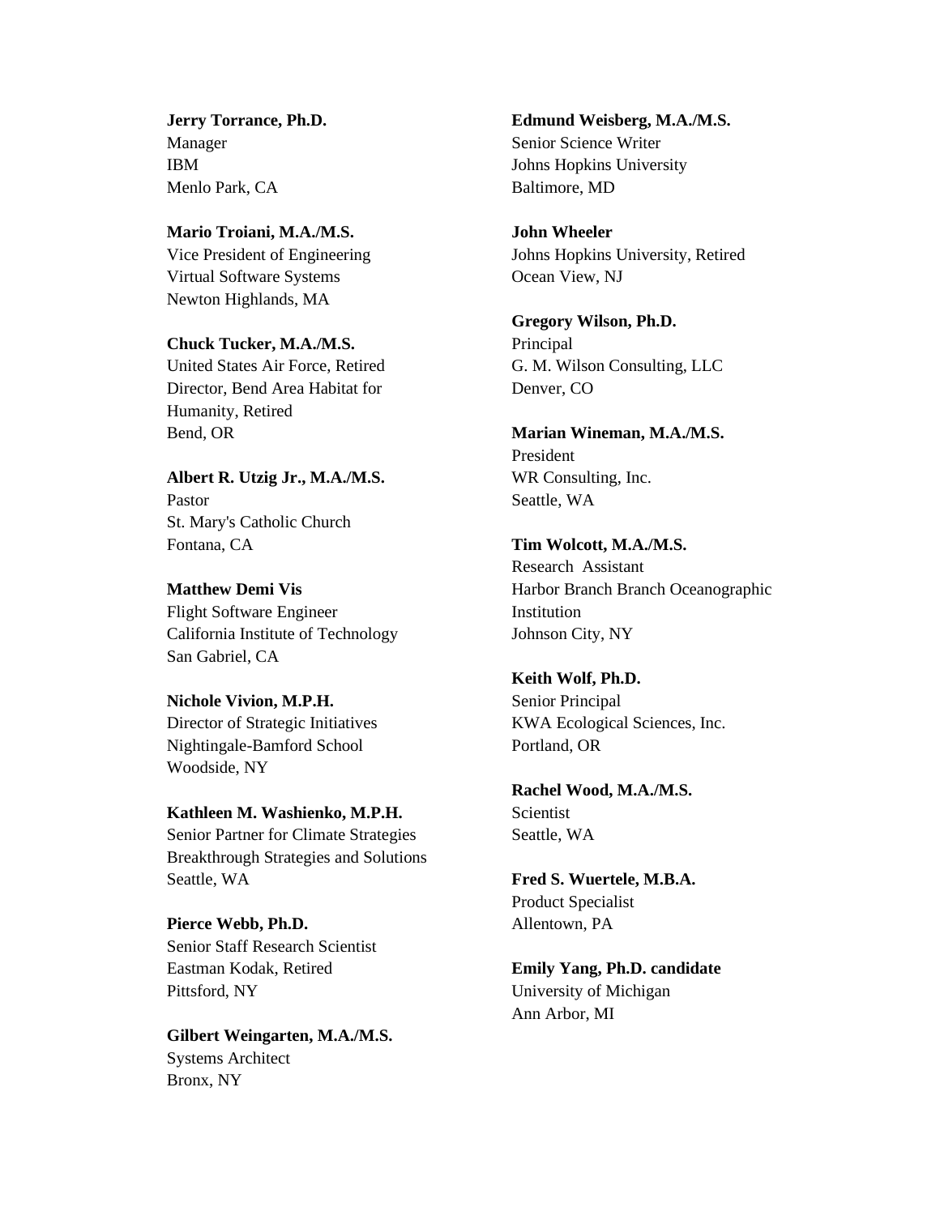**Jerry Torrance, Ph.D.**
Manager
IBM
Menlo Park, CA

**Mario Troiani, M.A./M.S.**
Vice President of Engineering
Virtual Software Systems
Newton Highlands, MA

**Chuck Tucker, M.A./M.S.**
United States Air Force, Retired
Director, Bend Area Habitat for Humanity, Retired
Bend, OR

**Albert R. Utzig Jr., M.A./M.S.**
Pastor
St. Mary's Catholic Church
Fontana, CA

**Matthew Demi Vis**
Flight Software Engineer
California Institute of Technology
San Gabriel, CA

**Nichole Vivion, M.P.H.**
Director of Strategic Initiatives
Nightingale-Bamford School
Woodside, NY

**Kathleen M. Washienko, M.P.H.**
Senior Partner for Climate Strategies
Breakthrough Strategies and Solutions
Seattle, WA

**Pierce Webb, Ph.D.**
Senior Staff Research Scientist
Eastman Kodak, Retired
Pittsford, NY

**Gilbert Weingarten, M.A./M.S.**
Systems Architect
Bronx, NY

**Edmund Weisberg, M.A./M.S.**
Senior Science Writer
Johns Hopkins University
Baltimore, MD

**John Wheeler**
Johns Hopkins University, Retired
Ocean View, NJ

**Gregory Wilson, Ph.D.**
Principal
G. M. Wilson Consulting, LLC
Denver, CO

**Marian Wineman, M.A./M.S.**
President
WR Consulting, Inc.
Seattle, WA

**Tim Wolcott, M.A./M.S.**
Research Assistant
Harbor Branch Branch Oceanographic Institution
Johnson City, NY

**Keith Wolf, Ph.D.**
Senior Principal
KWA Ecological Sciences, Inc.
Portland, OR

**Rachel Wood, M.A./M.S.**
Scientist
Seattle, WA

**Fred S. Wuertele, M.B.A.**
Product Specialist
Allentown, PA

**Emily Yang, Ph.D. candidate**
University of Michigan
Ann Arbor, MI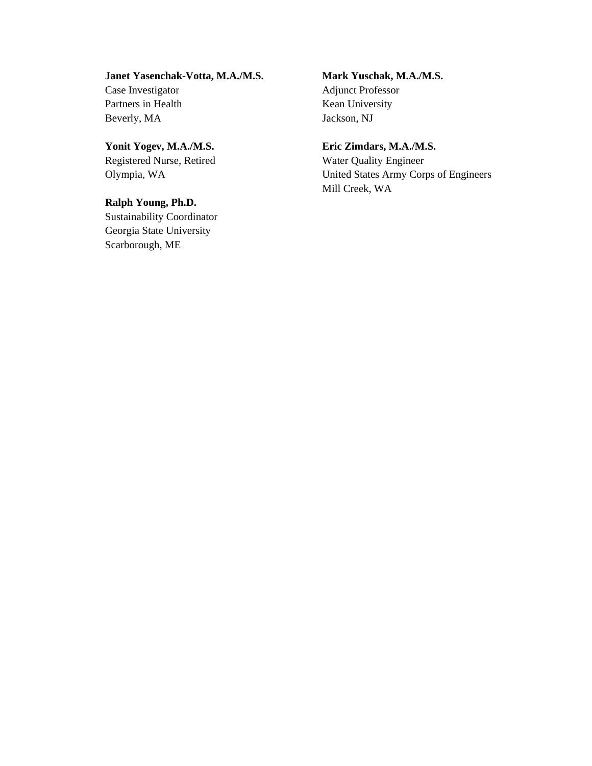**Janet Yasenchak-Votta, M.A./M.S.**
Case Investigator
Partners in Health
Beverly, MA

**Yonit Yogev, M.A./M.S.**
Registered Nurse, Retired
Olympia, WA

**Ralph Young, Ph.D.**
Sustainability Coordinator
Georgia State University
Scarborough, ME

**Mark Yuschak, M.A./M.S.**
Adjunct Professor
Kean University
Jackson, NJ

**Eric Zimdars, M.A./M.S.**
Water Quality Engineer
United States Army Corps of Engineers
Mill Creek, WA